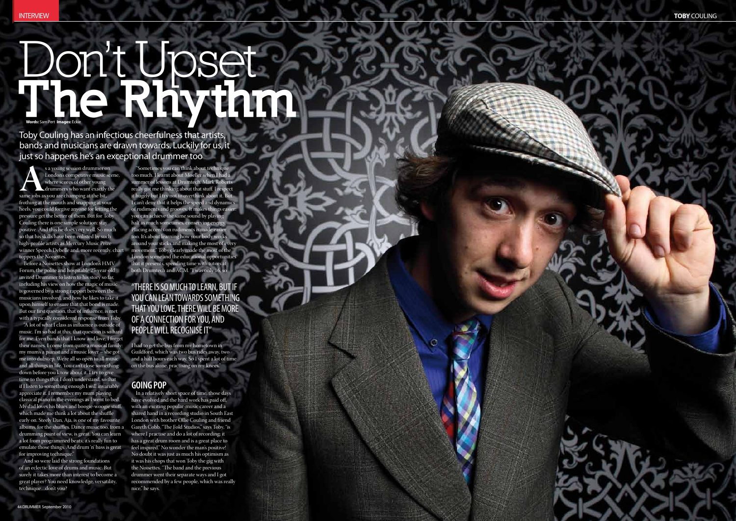# Don't Upset The Rhythm

**Words:** Sam Pert **Images:** Eckie

Toby Couling has an infectious cheerfulness that artists, bands and musicians are drawn towards. Luckily for us, it just so happens he's an exceptional drummer too

As a young session drummer on London's competitive music scene, where scores of other young drummers who want exactly the same jobs as you are champing at the bit, frothing at the mouth and snapping at your heels, you could forgive anyone for letting the pressure get the better of them. But for Toby Couling there is one simple solution: stay positive. And this he does very well. So much so that his skills have been enlisted by such high-profile artists as Mercury Music Prize winner Speech Debelle and, more recently, chart toppers the Noisettes.

Before a Noisettes show at London's HMV Forum, the polite and hospitable 25-year-old invited Drummer to listen to his story so far, including his view on how the magic of music is governed by a strong rapport between the musicians involved, and how he likes to take it upon himself to ensure that that bond is made. But our first question, that of influence, is met with a typically considered response from Toby.

"A lot of what I class as influence is outside of music. I'm so bad at this; that question is so hard for me. Even bands that I know and love, I forget their names. I come from quite a musical family: my mum's a pianist and a music lover – she got me into dubstep. We're all so open to all music and all things in life. You can't close something down before you know about it. I try to give time to things that I don't understand, so that if I listen to something enough I will invariably appreciate it. I remember my mum playing classical piano in the evenings as I went to bed. My dad loves his blues and boogie-woogie stuff, which made me think a lot about the shuffle early on. Steely Dan, Aja, is one of my favourite albums, for the shuffles. Dance music too, from a drumming point of view, is great. You can learn a lot from programmed beats; it's really fun to emulate those things. And drum 'n' bass is great for improving technique."

And so were laid the strong foundations of an eclectic love of drums and music. But surely it takes more than interest to become a great player? You need knowledge, versatility, technique...don't you?

"Sometimes you can think about technique too much. I learnt about Moeller when I had a summer of lessons at Drumtech. Mark Roberts really got me thinking about that stuff. I respect it hugely but I try not to overthink about it. But I can't deny that it helps the speed and dynamics of rudiments and grooves. It makes things easier: you can achieve the same sound by playing half as much sometimes, conserving energy. Placing accents on rudiments is made easier too. It's about learning how your body works around your sticks and making the most of every movement." Toby clearly made the most of the London scene and the educational opportunities that it presents, spending time with tutors at both Drumtech and ACM. "I was only 16, so I had to get the bus from my hometown in Guildford, which was two bus rides away, two and a half hours each way. So I spent a lot of time on the bus alone, practising on my knees."

> "THERE IS SO MUCH TO LEARN, BUT IF YOU CAN LEAN TOWARDS SOMETHING THAT YOU LOVE, THERE WILL BE MORE OF A CONNECTION FOR YOU, AND PEOPLE WILL RECOGNISE IT"

## GOING POP

In a relatively short space of time, those days have evolved and the hard work has paid off, with an exciting popular-music career and a shared hand in a recording studio in South East London with brother Ollie Couling and friend Gareth Cobb. "The Fold Studios," says Toby, "is where I practise and do a lot of recording; it has a great drum room and is a great place to feel inspired." No wonder the man's positive! No doubt it was just as much his optimism as it was his chops that won Toby the gig with the Noisettes. "The band and the previous drummer went their separate ways and I got recommended by a few people, which was really nice," he says.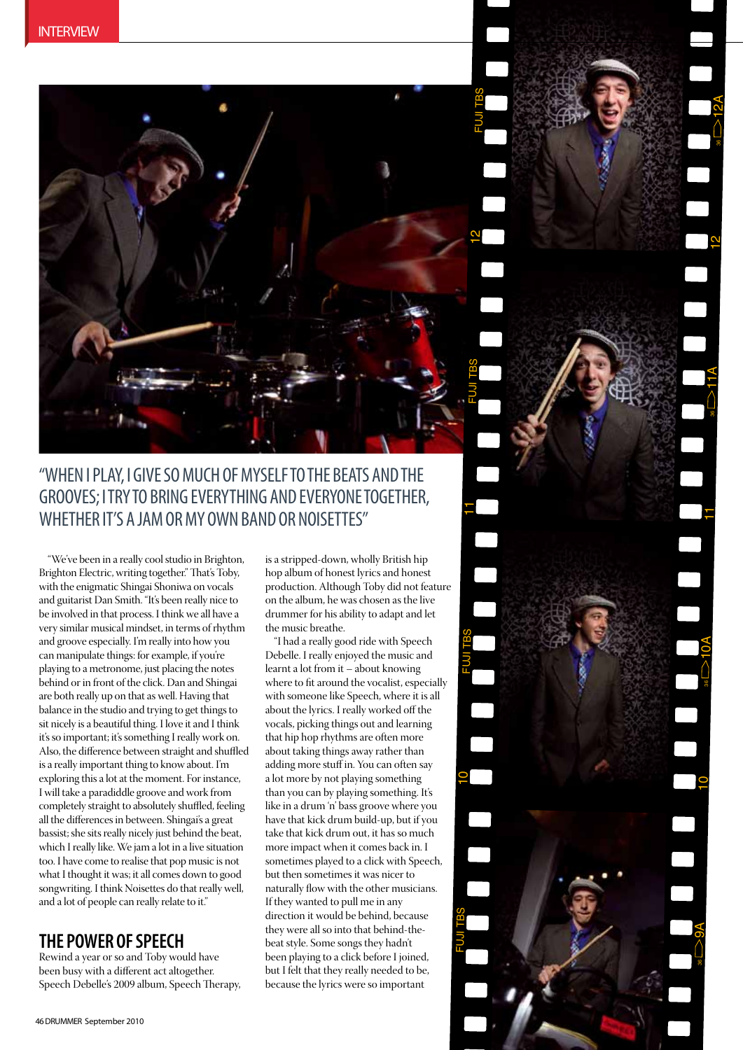"WHEN I PLAY, I GIVE SO MUCH OF MYSELF TO THE BEATS AND THE GROOVES; I TRY TO BRING EVERYTHING AND EVERYONE TOGETHER, WHETHER IT'S A JAM OR MY OWN BAND OR NOISETTES"

"We've been in a really cool studio in Brighton, Brighton Electric, writing together." That's Toby, with the enigmatic Shingai Shoniwa on vocals and guitarist Dan Smith. "It's been really nice to be involved in that process. I think we all have a very similar musical mindset, in terms of rhythm and groove especially. I'm really into how you can manipulate things: for example, if you're playing to a metronome, just placing the notes behind or in front of the click. Dan and Shingai are both really up on that as well. Having that balance in the studio and trying to get things to sit nicely is a beautiful thing. I love it and I think it's so important; it's something I really work on. Also, the difference between straight and shuffled is a really important thing to know about. I'm exploring this a lot at the moment. For instance, I will take a paradiddle groove and work from completely straight to absolutely shuffled, feeling all the differences in between. Shingai's a great bassist; she sits really nicely just behind the beat, which I really like. We jam a lot in a live situation too. I have come to realise that pop music is not what I thought it was; it all comes down to good songwriting. I think Noisettes do that really well, and a lot of people can really relate to it."

## THE POWER OF SPEECH

Rewind a year or so and Toby would have been busy with a different act altogether. Speech Debelle's 2009 album, Speech Therapy, is a stripped-down, wholly British hip hop album of honest lyrics and honest production. Although Toby did not feature on the album, he was chosen as the live drummer for his ability to adapt and let the music breathe.

"I had a really good ride with Speech Debelle. I really enjoyed the music and learnt a lot from it – about knowing where to fit around the vocalist, especially with someone like Speech, where it is all about the lyrics. I really worked off the vocals, picking things out and learning that hip hop rhythms are often more about taking things away rather than adding more stuff in. You can often say a lot more by not playing something than you can by playing something. It's like in a drum 'n' bass groove where you have that kick drum build-up, but if you take that kick drum out, it has so much more impact when it comes back in. I sometimes played to a click with Speech, but then sometimes it was nicer to naturally flow with the other musicians. If they wanted to pull me in any direction it would be behind, because they were all so into that behind-the-beat style. Some songs they hadn't been playing to a click before I joined, but I felt that they really needed to be, because the lyrics were so important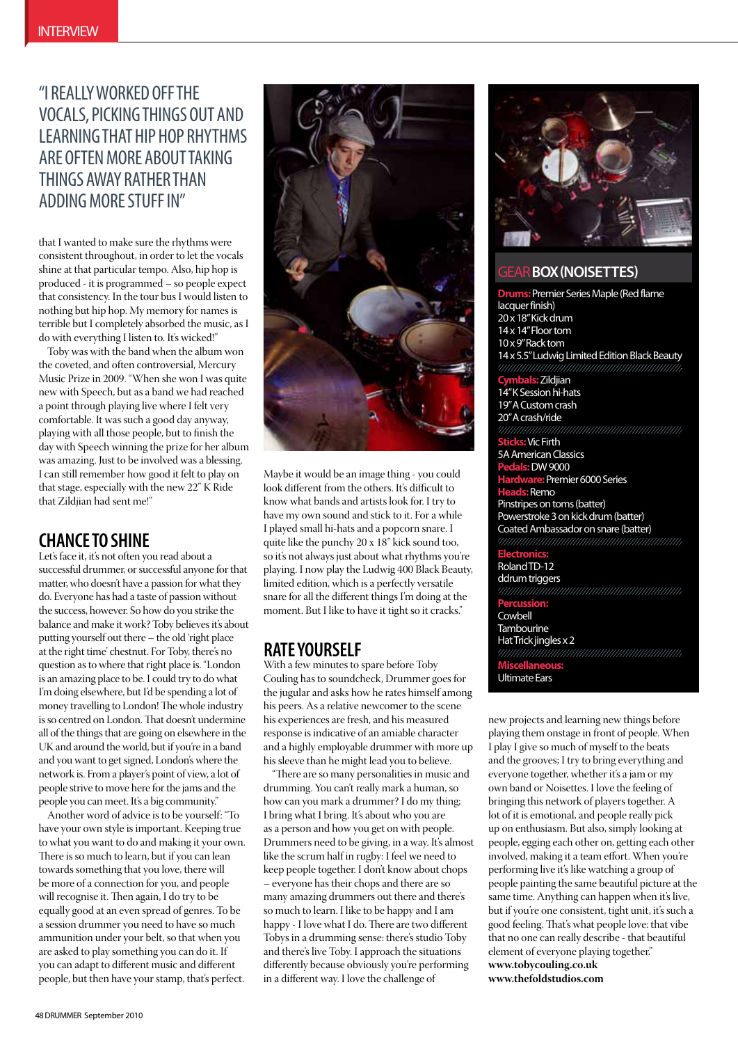"I REALLY WORKED OFF THE VOCALS, PICKING THINGS OUT AND LEARNING THAT HIP HOP RHYTHMS ARE OFTEN MORE ABOUT TAKING THINGS AWAY RATHER THAN ADDING MORE STUFF IN"

that I wanted to make sure the rhythms were consistent throughout, in order to let the vocals shine at that particular tempo. Also, hip hop is produced - it is programmed – so people expect that consistency. In the tour bus I would listen to nothing but hip hop. My memory for names is terrible but I completely absorbed the music, as I do with everything I listen to. It's wicked!"

Toby was with the band when the album won the coveted, and often controversial, Mercury Music Prize in 2009. "When she won I was quite new with Speech, but as a band we had reached a point through playing live where I felt very comfortable. It was such a good day anyway, playing with all those people, but to finish the day with Speech winning the prize for her album was amazing. Just to be involved was a blessing. I can still remember how good it felt to play on that stage, especially with the new 22" K Ride that Zildjian had sent me!"

## CHANCE TO SHINE

Let's face it, it's not often you read about a successful drummer, or successful anyone for that matter, who doesn't have a passion for what they do. Everyone has had a taste of passion without the success, however. So how do you strike the balance and make it work? Toby believes it's about putting yourself out there – the old 'right place at the right time' chestnut. For Toby, there's no question as to where that right place is. "London is an amazing place to be. I could try to do what I'm doing elsewhere, but I'd be spending a lot of money travelling to London! The whole industry is so centred on London. That doesn't undermine all of the things that are going on elsewhere in the UK and around the world, but if you're in a band and you want to get signed, London's where the network is. From a player's point of view, a lot of people strive to move here for the jams and the people you can meet. It's a big community."

Another word of advice is to be yourself: "To have your own style is important. Keeping true to what you want to do and making it your own. There is so much to learn, but if you can lean towards something that you love, there will be more of a connection for you, and people will recognise it. Then again, I do try to be equally good at an even spread of genres. To be a session drummer you need to have so much ammunition under your belt, so that when you are asked to play something you can do it. If you can adapt to different music and different people, but then have your stamp, that's perfect.

Maybe it would be an image thing - you could look different from the others. It's difficult to know what bands and artists look for. I try to have my own sound and stick to it. For a while I played small hi-hats and a popcorn snare. I quite like the punchy 20 x 18" kick sound too, so it's not always just about what rhythms you're playing. I now play the Ludwig 400 Black Beauty, limited edition, which is a perfectly versatile snare for all the different things I'm doing at the moment. But I like to have it tight so it cracks."

## RATE YOURSELF

With a few minutes to spare before Toby Couling has to soundcheck, Drummer goes for the jugular and asks how he rates himself among his peers. As a relative newcomer to the scene his experiences are fresh, and his measured response is indicative of an amiable character and a highly employable drummer with more up his sleeve than he might lead you to believe.

"There are so many personalities in music and drumming. You can't really mark a human, so how can you mark a drummer? I do my thing; I bring what I bring. It's about who you are as a person and how you get on with people. Drummers need to be giving, in a way. It's almost like the scrum half in rugby: I feel we need to keep people together. I don't know about chops – everyone has their chops and there are so many amazing drummers out there and there's so much to learn. I like to be happy and I am happy - I love what I do. There are two different Tobys in a drumming sense: there's studio Toby and there's live Toby. I approach the situations differently because obviously you're performing in a different way. I love the challenge of new projects and learning new things before playing them onstage in front of people. When I play I give so much of myself to the beats and the grooves; I try to bring everything and everyone together, whether it's a jam or my own band or Noisettes. I love the feeling of bringing this network of players together. A lot of it is emotional, and people really pick up on enthusiasm. But also, simply looking at people, egging each other on, getting each other involved, making it a team effort. When you're performing live it's like watching a group of people painting the same beautiful picture at the same time. Anything can happen when it's live, but if you're one consistent, tight unit, it's such a good feeling. That's what people love: that vibe that no one can really describe - that beautiful element of everyone playing together."

**www.tobycouling.co.uk**
**www.thefoldstudios.com**

## GEAR BOX (NOISETTES)

**Drums:** Premier Series Maple (Red flame lacquer finish)
20 x 18" Kick drum
14 x 14" Floor tom
10 x 9" Rack tom
14 x 5.5" Ludwig Limited Edition Black Beauty

**Cymbals:** Zildjian
14" K Session hi-hats
19" A Custom crash
20" A crash/ride

**Sticks:** Vic Firth
5A American Classics

**Pedals:** DW 9000

**Hardware:** Premier 6000 Series

**Heads:** Remo
Pinstripes on toms (batter)
Powerstroke 3 on kick drum (batter)
Coated Ambassador on snare (batter)

**Electronics:**
Roland TD-12
ddrum triggers

**Percussion:**
Cowbell
Tambourine
Hat Trick jingles x 2

**Miscellaneous:**
Ultimate Ears